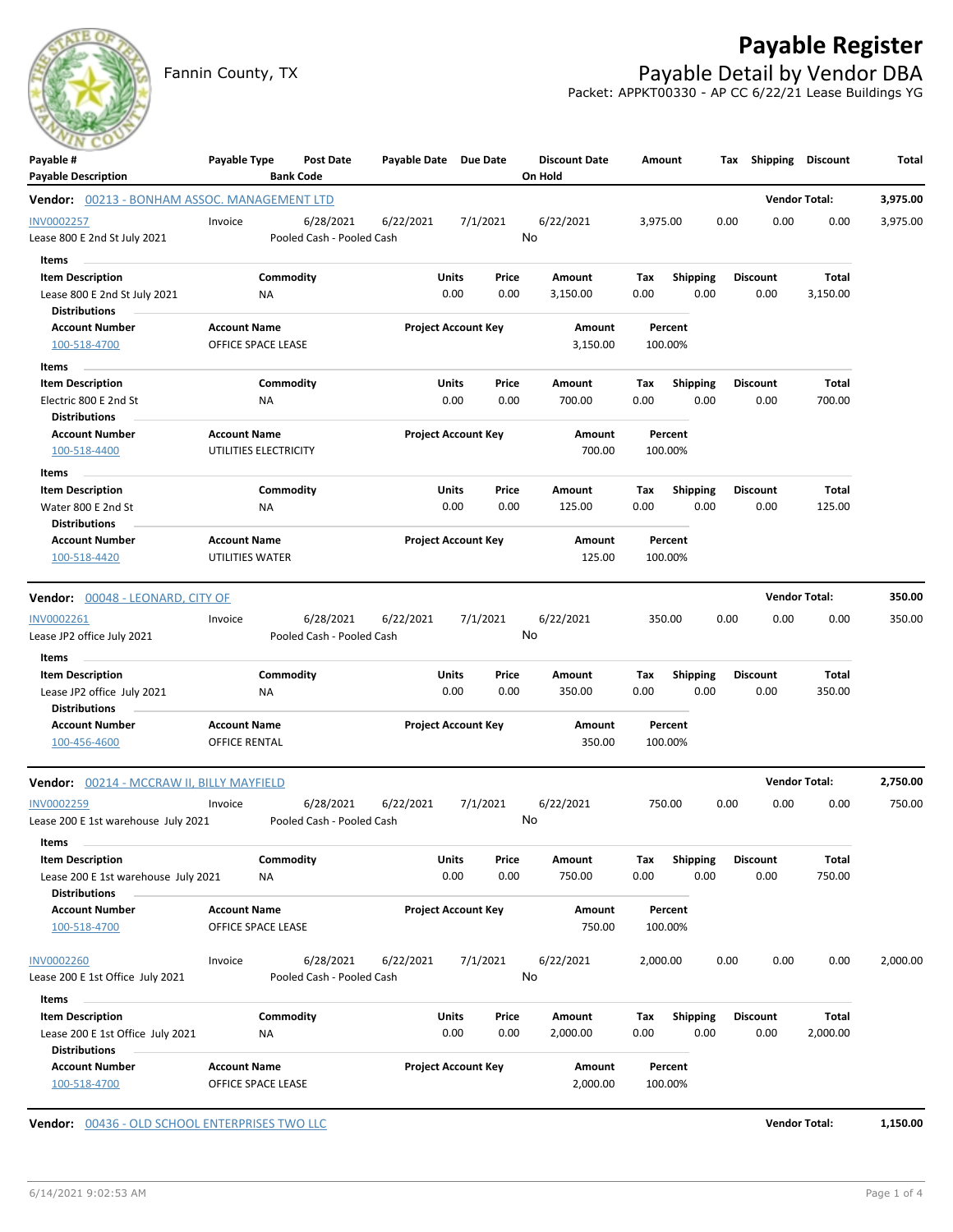# Payable Register

Fannin County, TX

## Payable Detail by Vendor DBA

Packet: APPKT00330 - AP CC 6/22/21 Lease Buildings YG

| Payable # / Payable Description | Payable Type | Post Date / Bank Code | Payable Date | Due Date | Discount Date / On Hold | Amount | Tax | Shipping | Discount | Total |
|---|---|---|---|---|---|---|---|---|---|---|

**Vendor: 00213 - BONHAM ASSOC. MANAGEMENT LTD** — Vendor Total: **3,975.00**

| Payable # | Payable Type | Post Date | Payable Date | Due Date | Discount Date | Amount | Tax | Shipping | Discount | Total |
|---|---|---|---|---|---|---|---|---|---|---|
| INV0002257 | Invoice | 6/28/2021 | 6/22/2021 | 7/1/2021 | 6/22/2021 | 3,975.00 | 0.00 | 0.00 | 0.00 | 3,975.00 |
| Lease 800 E 2nd St July 2021 | | Pooled Cash - Pooled Cash | | | No | | | | | |

Items

| Item Description | Commodity | Units | Price | Amount | Tax | Shipping | Discount | Total |
|---|---|---|---|---|---|---|---|---|
| Lease 800 E 2nd St July 2021 | NA | 0.00 | 0.00 | 3,150.00 | 0.00 | 0.00 | 0.00 | 3,150.00 |

Distributions

| Account Number | Account Name | Project Account Key | Amount | Percent |
|---|---|---|---|---|
| 100-518-4700 | OFFICE SPACE LEASE | | 3,150.00 | 100.00% |

Items

| Item Description | Commodity | Units | Price | Amount | Tax | Shipping | Discount | Total |
|---|---|---|---|---|---|---|---|---|
| Electric 800 E 2nd St | NA | 0.00 | 0.00 | 700.00 | 0.00 | 0.00 | 0.00 | 700.00 |

Distributions

| Account Number | Account Name | Project Account Key | Amount | Percent |
|---|---|---|---|---|
| 100-518-4400 | UTILITIES ELECTRICITY | | 700.00 | 100.00% |

Items

| Item Description | Commodity | Units | Price | Amount | Tax | Shipping | Discount | Total |
|---|---|---|---|---|---|---|---|---|
| Water 800 E 2nd St | NA | 0.00 | 0.00 | 125.00 | 0.00 | 0.00 | 0.00 | 125.00 |

Distributions

| Account Number | Account Name | Project Account Key | Amount | Percent |
|---|---|---|---|---|
| 100-518-4420 | UTILITIES WATER | | 125.00 | 100.00% |

**Vendor: 00048 - LEONARD, CITY OF** — Vendor Total: **350.00**

| Payable # | Payable Type | Post Date | Payable Date | Due Date | Discount Date | Amount | Tax | Shipping | Discount | Total |
|---|---|---|---|---|---|---|---|---|---|---|
| INV0002261 | Invoice | 6/28/2021 | 6/22/2021 | 7/1/2021 | 6/22/2021 | 350.00 | 0.00 | 0.00 | 0.00 | 350.00 |
| Lease JP2 office July 2021 | | Pooled Cash - Pooled Cash | | | No | | | | | |

Items

| Item Description | Commodity | Units | Price | Amount | Tax | Shipping | Discount | Total |
|---|---|---|---|---|---|---|---|---|
| Lease JP2 office July 2021 | NA | 0.00 | 0.00 | 350.00 | 0.00 | 0.00 | 0.00 | 350.00 |

Distributions

| Account Number | Account Name | Project Account Key | Amount | Percent |
|---|---|---|---|---|
| 100-456-4600 | OFFICE RENTAL | | 350.00 | 100.00% |

**Vendor: 00214 - MCCRAW II, BILLY MAYFIELD** — Vendor Total: **2,750.00**

| Payable # | Payable Type | Post Date | Payable Date | Due Date | Discount Date | Amount | Tax | Shipping | Discount | Total |
|---|---|---|---|---|---|---|---|---|---|---|
| INV0002259 | Invoice | 6/28/2021 | 6/22/2021 | 7/1/2021 | 6/22/2021 | 750.00 | 0.00 | 0.00 | 0.00 | 750.00 |
| Lease 200 E 1st warehouse July 2021 | | Pooled Cash - Pooled Cash | | | No | | | | | |

Items

| Item Description | Commodity | Units | Price | Amount | Tax | Shipping | Discount | Total |
|---|---|---|---|---|---|---|---|---|
| Lease 200 E 1st warehouse July 2021 | NA | 0.00 | 0.00 | 750.00 | 0.00 | 0.00 | 0.00 | 750.00 |

Distributions

| Account Number | Account Name | Project Account Key | Amount | Percent |
|---|---|---|---|---|
| 100-518-4700 | OFFICE SPACE LEASE | | 750.00 | 100.00% |

| Payable # | Payable Type | Post Date | Payable Date | Due Date | Discount Date | Amount | Tax | Shipping | Discount | Total |
|---|---|---|---|---|---|---|---|---|---|---|
| INV0002260 | Invoice | 6/28/2021 | 6/22/2021 | 7/1/2021 | 6/22/2021 | 2,000.00 | 0.00 | 0.00 | 0.00 | 2,000.00 |
| Lease 200 E 1st Office July 2021 | | Pooled Cash - Pooled Cash | | | No | | | | | |

Items

| Item Description | Commodity | Units | Price | Amount | Tax | Shipping | Discount | Total |
|---|---|---|---|---|---|---|---|---|
| Lease 200 E 1st Office July 2021 | NA | 0.00 | 0.00 | 2,000.00 | 0.00 | 0.00 | 0.00 | 2,000.00 |

Distributions

| Account Number | Account Name | Project Account Key | Amount | Percent |
|---|---|---|---|---|
| 100-518-4700 | OFFICE SPACE LEASE | | 2,000.00 | 100.00% |

**Vendor: 00436 - OLD SCHOOL ENTERPRISES TWO LLC** — Vendor Total: **1,150.00**

6/14/2021 9:02:53 AM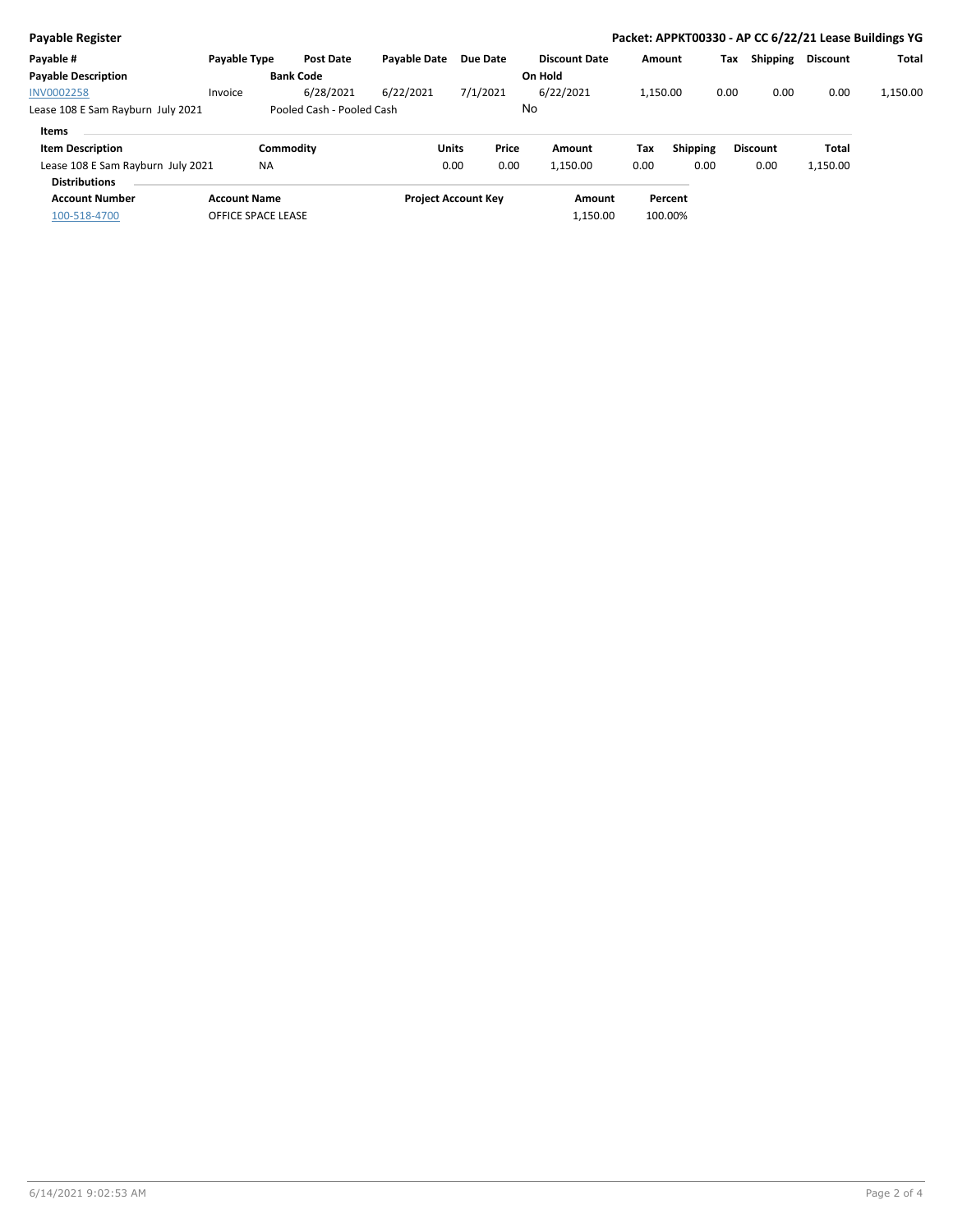**Payable Register**

**Packet: APPKT00330 - AP CC 6/22/21 Lease Buildings YG**

| Payable # | Payable Type | Post Date | Payable Date | Due Date | Discount Date | Amount | Tax | Shipping | Discount | Total |
|---|---|---|---|---|---|---|---|---|---|---|
| **Payable Description** | | **Bank Code** | | | **On Hold** | | | | | |
| INV0002258 | Invoice | 6/28/2021 | 6/22/2021 | 7/1/2021 | 6/22/2021 | 1,150.00 | 0.00 | 0.00 | 0.00 | 1,150.00 |
| Lease 108 E Sam Rayburn July 2021 | | Pooled Cash - Pooled Cash | | | No | | | | | |

**Items**

| Item Description | Commodity | Units | Price | Amount | Tax | Shipping | Discount | Total |
|---|---|---|---|---|---|---|---|---|
| Lease 108 E Sam Rayburn July 2021 | NA | 0.00 | 0.00 | 1,150.00 | 0.00 | 0.00 | 0.00 | 1,150.00 |

**Distributions**

| Account Number | Account Name | Project Account Key | Amount | Percent |
|---|---|---|---|---|
| 100-518-4700 | OFFICE SPACE LEASE | | 1,150.00 | 100.00% |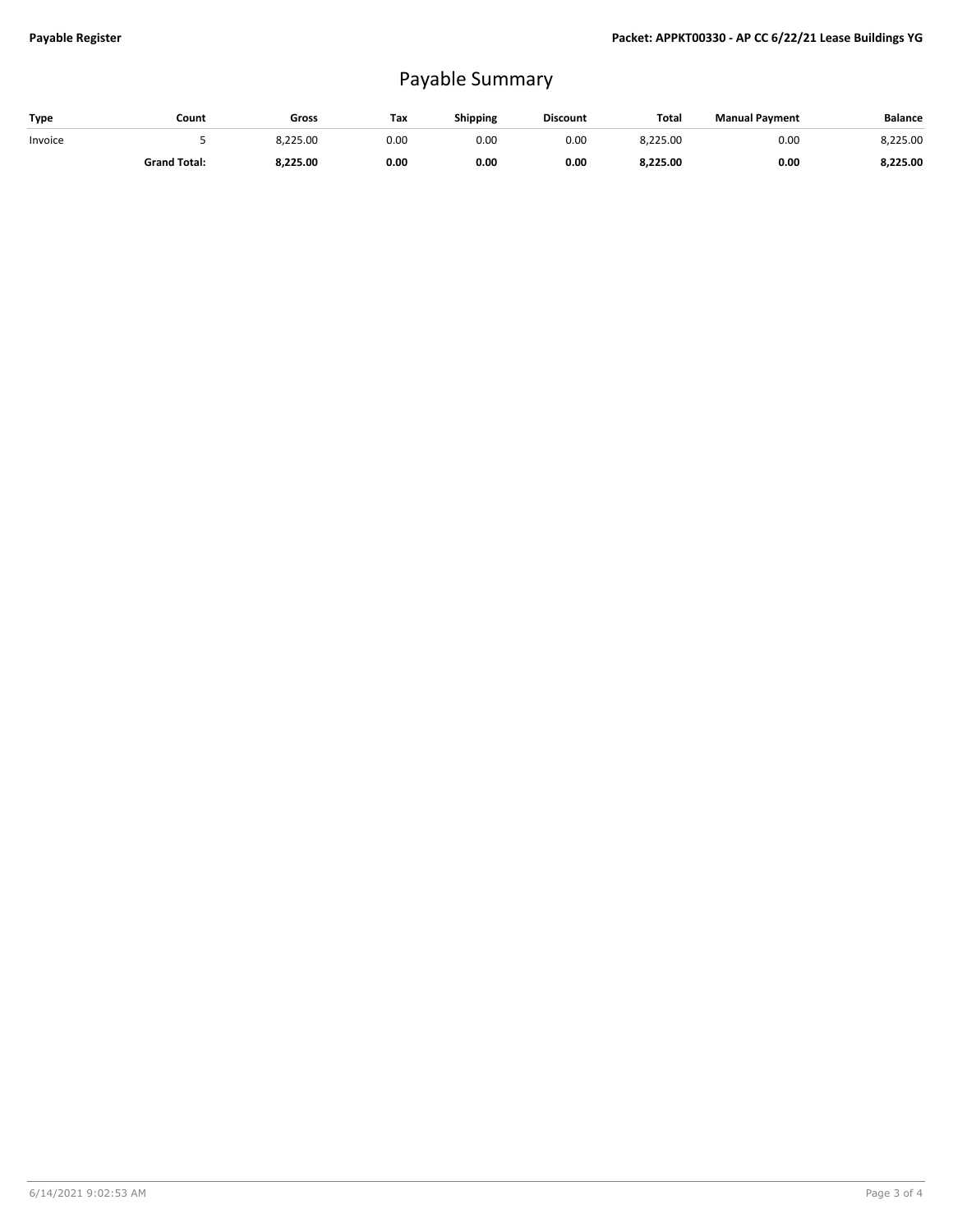# Payable Summary

| Type | Count | Gross | Tax | Shipping | Discount | Total | Manual Payment | Balance |
|---|---|---|---|---|---|---|---|---|
| Invoice | 5 | 8,225.00 | 0.00 | 0.00 | 0.00 | 8,225.00 | 0.00 | 8,225.00 |
| | **Grand Total:** | **8,225.00** | **0.00** | **0.00** | **0.00** | **8,225.00** | **0.00** | **8,225.00** |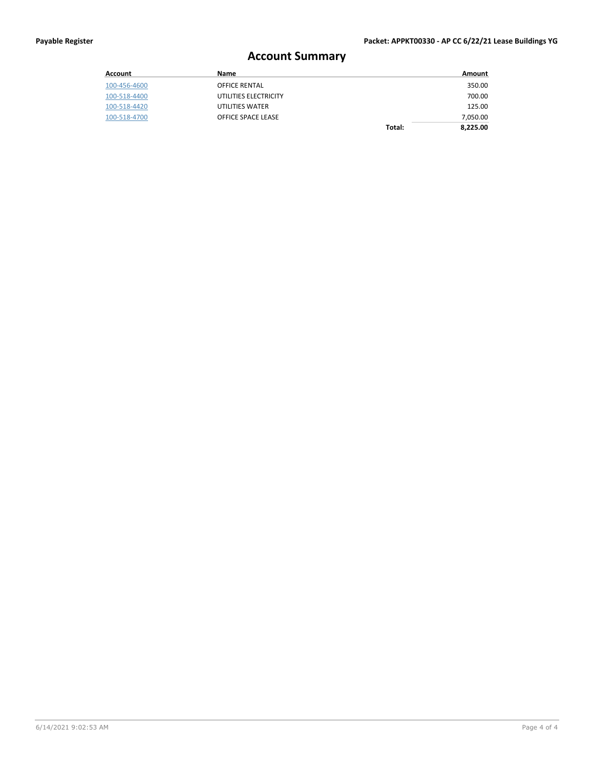# Account Summary

| Account | Name | | Amount |
|---|---|---|---|
| 100-456-4600 | OFFICE RENTAL | | 350.00 |
| 100-518-4400 | UTILITIES ELECTRICITY | | 700.00 |
| 100-518-4420 | UTILITIES WATER | | 125.00 |
| 100-518-4700 | OFFICE SPACE LEASE | | 7,050.00 |
| | | **Total:** | **8,225.00** |